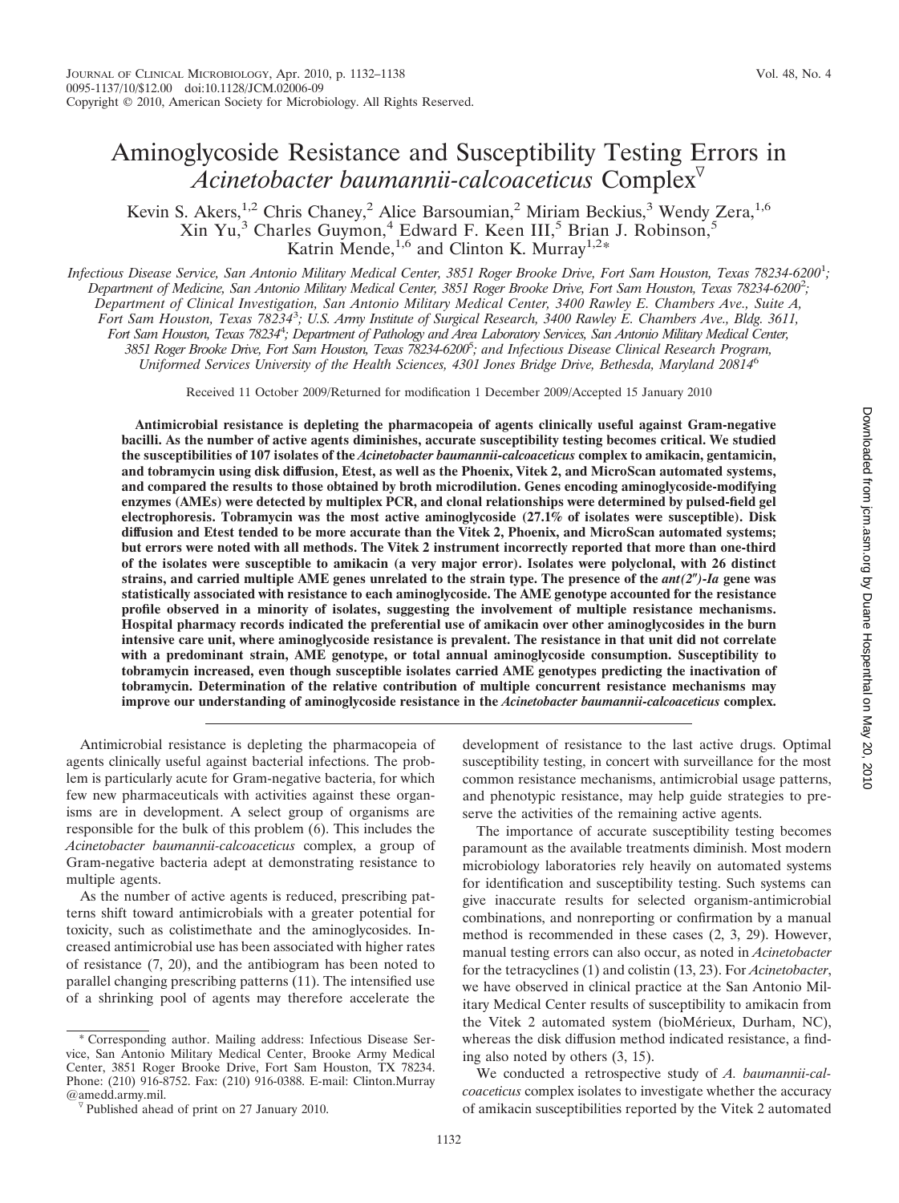# Aminoglycoside Resistance and Susceptibility Testing Errors in *Acinetobacter baumannii-calcoaceticus* Complex

Kevin S. Akers,[1,2] Chris Chaney,[2] Alice Barsoumian,[2] Miriam Beckius,[3] Wendy Zera,[1,6] Xin Yu,[3] Charles Guymon,[4] Edward F. Keen III,[5] Brian J. Robinson,[5] Katrin Mende,[1,6] and Clinton K. Murray[1,2]*

*Infectious Disease Service, San Antonio Military Medical Center, 3851 Roger Brooke Drive, Fort Sam Houston, Texas 78234-6200[1]; Department of Medicine, San Antonio Military Medical Center, 3851 Roger Brooke Drive, Fort Sam Houston, Texas 78234-6200[2]; Department of Clinical Investigation, San Antonio Military Medical Center, 3400 Rawley E. Chambers Ave., Suite A, Fort Sam Houston, Texas 78234[3]; U.S. Army Institute of Surgical Research, 3400 Rawley E. Chambers Ave., Bldg. 3611, Fort Sam Houston, Texas 78234[4]; Department of Pathology and Area Laboratory Services, San Antonio Military Medical Center, 3851 Roger Brooke Drive, Fort Sam Houston, Texas 78234-6200[5]; and Infectious Disease Clinical Research Program, Uniformed Services University of the Health Sciences, 4301 Jones Bridge Drive, Bethesda, Maryland 20814[6]*

Received 11 October 2009/Returned for modification 1 December 2009/Accepted 15 January 2010

**Antimicrobial resistance is depleting the pharmacopeia of agents clinically useful against Gram-negative bacilli. As the number of active agents diminishes, accurate susceptibility testing becomes critical. We studied the susceptibilities of 107 isolates of the *Acinetobacter baumannii-calcoaceticus* complex to amikacin, gentamicin, and tobramycin using disk diffusion, Etest, as well as the Phoenix, Vitek 2, and MicroScan automated systems, and compared the results to those obtained by broth microdilution. Genes encoding aminoglycoside-modifying enzymes (AMEs) were detected by multiplex PCR, and clonal relationships were determined by pulsed-field gel electrophoresis. Tobramycin was the most active aminoglycoside (27.1% of isolates were susceptible). Disk diffusion and Etest tended to be more accurate than the Vitek 2, Phoenix, and MicroScan automated systems; but errors were noted with all methods. The Vitek 2 instrument incorrectly reported that more than one-third of the isolates were susceptible to amikacin (a very major error). Isolates were polyclonal, with 26 distinct strains, and carried multiple AME genes unrelated to the strain type. The presence of the *ant(2″)-Ia* gene was statistically associated with resistance to each aminoglycoside. The AME genotype accounted for the resistance profile observed in a minority of isolates, suggesting the involvement of multiple resistance mechanisms. Hospital pharmacy records indicated the preferential use of amikacin over other aminoglycosides in the burn intensive care unit, where aminoglycoside resistance is prevalent. The resistance in that unit did not correlate with a predominant strain, AME genotype, or total annual aminoglycoside consumption. Susceptibility to tobramycin increased, even though susceptible isolates carried AME genotypes predicting the inactivation of tobramycin. Determination of the relative contribution of multiple concurrent resistance mechanisms may improve our understanding of aminoglycoside resistance in the *Acinetobacter baumannii-calcoaceticus* complex.**

Antimicrobial resistance is depleting the pharmacopeia of agents clinically useful against bacterial infections. The problem is particularly acute for Gram-negative bacteria, for which few new pharmaceuticals with activities against these organisms are in development. A select group of organisms are responsible for the bulk of this problem (6). This includes the *Acinetobacter baumannii-calcoaceticus* complex, a group of Gram-negative bacteria adept at demonstrating resistance to multiple agents.

As the number of active agents is reduced, prescribing patterns shift toward antimicrobials with a greater potential for toxicity, such as colistimethate and the aminoglycosides. Increased antimicrobial use has been associated with higher rates of resistance (7, 20), and the antibiogram has been noted to parallel changing prescribing patterns (11). The intensified use of a shrinking pool of agents may therefore accelerate the development of resistance to the last active drugs. Optimal susceptibility testing, in concert with surveillance for the most common resistance mechanisms, antimicrobial usage patterns, and phenotypic resistance, may help guide strategies to preserve the activities of the remaining active agents.

The importance of accurate susceptibility testing becomes paramount as the available treatments diminish. Most modern microbiology laboratories rely heavily on automated systems for identification and susceptibility testing. Such systems can give inaccurate results for selected organism-antimicrobial combinations, and nonreporting or confirmation by a manual method is recommended in these cases (2, 3, 29). However, manual testing errors can also occur, as noted in *Acinetobacter* for the tetracyclines (1) and colistin (13, 23). For *Acinetobacter*, we have observed in clinical practice at the San Antonio Military Medical Center results of susceptibility to amikacin from the Vitek 2 automated system (bioMérieux, Durham, NC), whereas the disk diffusion method indicated resistance, a finding also noted by others (3, 15).

We conducted a retrospective study of *A. baumannii-calcoaceticus* complex isolates to investigate whether the accuracy of amikacin susceptibilities reported by the Vitek 2 automated

\* Corresponding author. Mailing address: Infectious Disease Service, San Antonio Military Medical Center, Brooke Army Medical Center, 3851 Roger Brooke Drive, Fort Sam Houston, TX 78234. Phone: (210) 916-8752. Fax: (210) 916-0388. E-mail: Clinton.Murray@amedd.army.mil.

▽ Published ahead of print on 27 January 2010.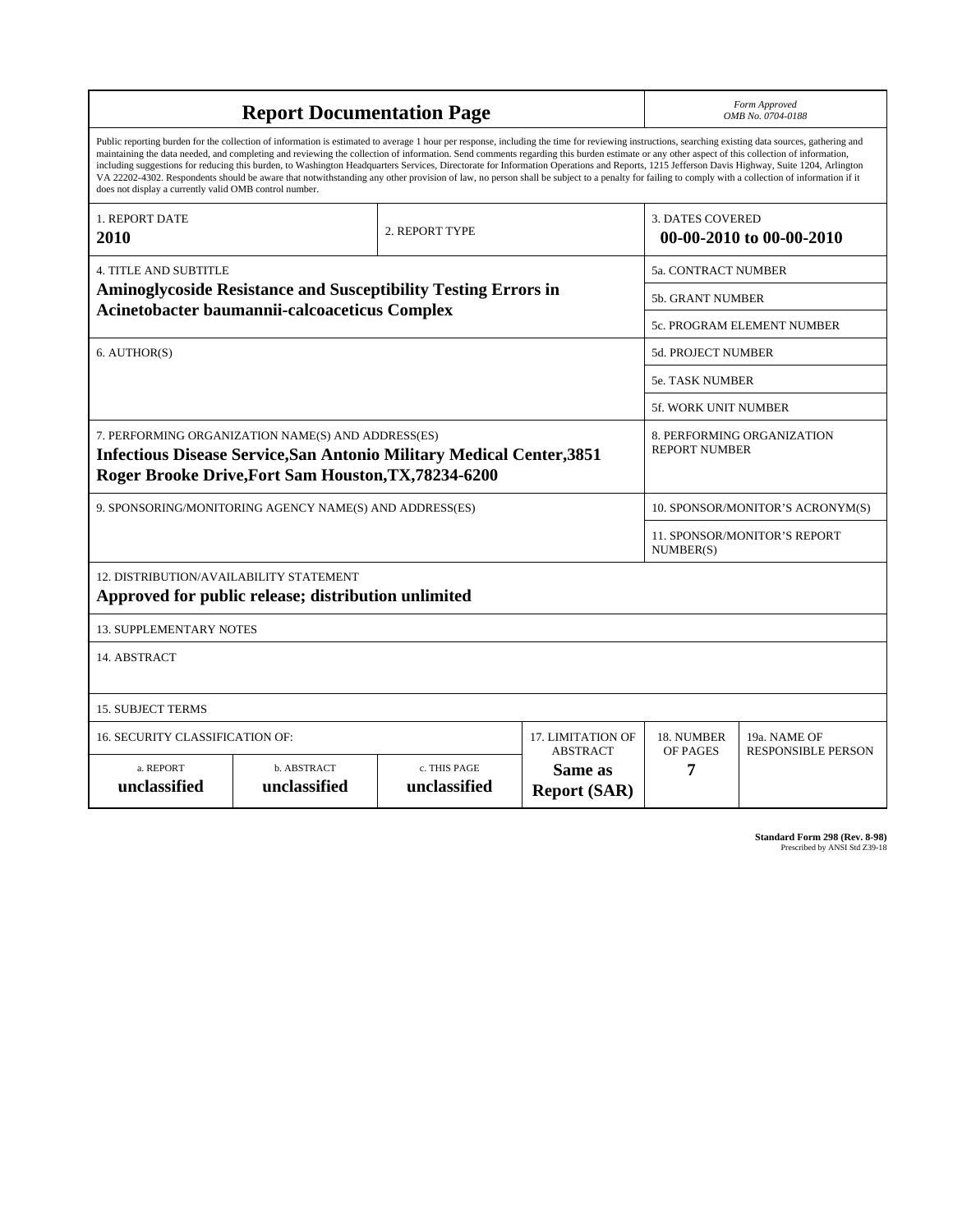# Report Documentation Page

*Form Approved*
*OMB No. 0704-0188*

Public reporting burden for the collection of information is estimated to average 1 hour per response, including the time for reviewing instructions, searching existing data sources, gathering and maintaining the data needed, and completing and reviewing the collection of information. Send comments regarding this burden estimate or any other aspect of this collection of information, including suggestions for reducing this burden, to Washington Headquarters Services, Directorate for Information Operations and Reports, 1215 Jefferson Davis Highway, Suite 1204, Arlington VA 22202-4302. Respondents should be aware that notwithstanding any other provision of law, no person shall be subject to a penalty for failing to comply with a collection of information if it does not display a currently valid OMB control number.

| 1. REPORT DATE | 2. REPORT TYPE | 3. DATES COVERED |
|---|---|---|
| **2010** | | **00-00-2010 to 00-00-2010** |

| 4. TITLE AND SUBTITLE | 5a. CONTRACT NUMBER |
|---|---|
| **Aminoglycoside Resistance and Susceptibility Testing Errors in Acinetobacter baumannii-calcoaceticus Complex** | 5b. GRANT NUMBER |
| | 5c. PROGRAM ELEMENT NUMBER |
| 6. AUTHOR(S) | 5d. PROJECT NUMBER |
| | 5e. TASK NUMBER |
| | 5f. WORK UNIT NUMBER |
| 7. PERFORMING ORGANIZATION NAME(S) AND ADDRESS(ES) **Infectious Disease Service,San Antonio Military Medical Center,3851 Roger Brooke Drive,Fort Sam Houston,TX,78234-6200** | 8. PERFORMING ORGANIZATION REPORT NUMBER |
| 9. SPONSORING/MONITORING AGENCY NAME(S) AND ADDRESS(ES) | 10. SPONSOR/MONITOR'S ACRONYM(S) |
| | 11. SPONSOR/MONITOR'S REPORT NUMBER(S) |

12. DISTRIBUTION/AVAILABILITY STATEMENT
**Approved for public release; distribution unlimited**

13. SUPPLEMENTARY NOTES

14. ABSTRACT

15. SUBJECT TERMS

| 16. SECURITY CLASSIFICATION OF: | | | 17. LIMITATION OF ABSTRACT | 18. NUMBER OF PAGES | 19a. NAME OF RESPONSIBLE PERSON |
|---|---|---|---|---|---|
| a. REPORT | b. ABSTRACT | c. THIS PAGE | | | |
| **unclassified** | **unclassified** | **unclassified** | **Same as Report (SAR)** | **7** | |

**Standard Form 298 (Rev. 8-98)**
Prescribed by ANSI Std Z39-18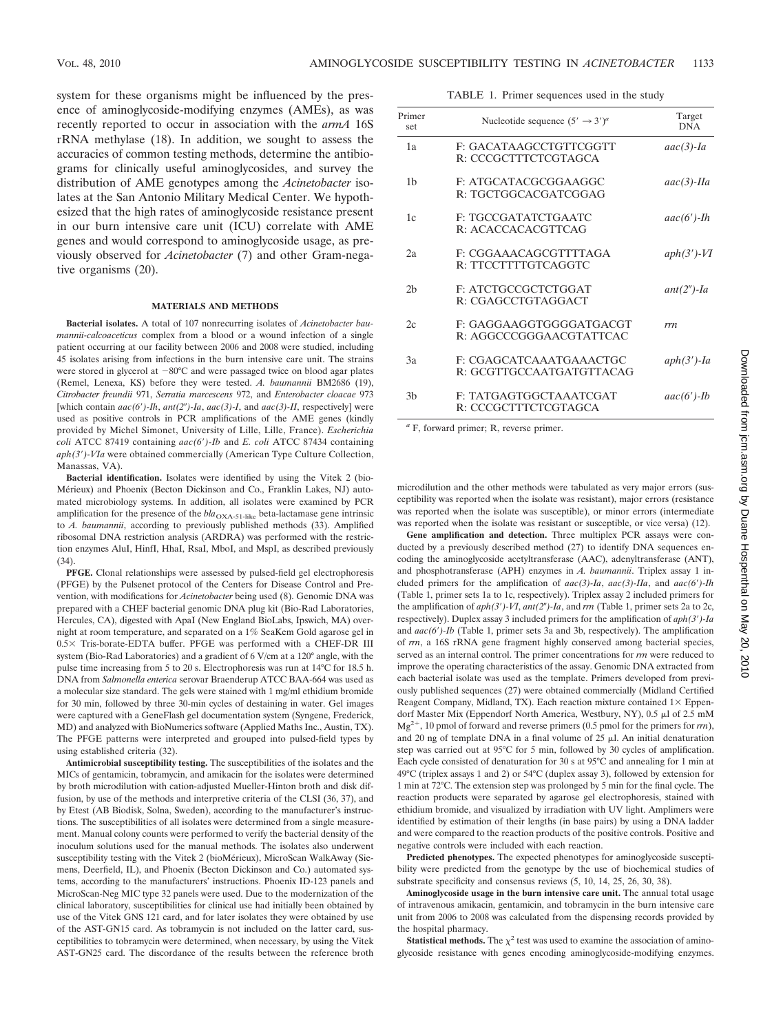system for these organisms might be influenced by the presence of aminoglycoside-modifying enzymes (AMEs), as was recently reported to occur in association with the *armA* 16S rRNA methylase (18). In addition, we sought to assess the accuracies of common testing methods, determine the antibiograms for clinically useful aminoglycosides, and survey the distribution of AME genotypes among the *Acinetobacter* isolates at the San Antonio Military Medical Center. We hypothesized that the high rates of aminoglycoside resistance present in our burn intensive care unit (ICU) correlate with AME genes and would correspond to aminoglycoside usage, as previously observed for *Acinetobacter* (7) and other Gram-negative organisms (20).

## MATERIALS AND METHODS

**Bacterial isolates.** A total of 107 nonrecurring isolates of *Acinetobacter baumannii-calcoaceticus* complex from a blood or a wound infection of a single patient occurring at our facility between 2006 and 2008 were studied, including 45 isolates arising from infections in the burn intensive care unit. The strains were stored in glycerol at −80°C and were passaged twice on blood agar plates (Remel, Lenexa, KS) before they were tested. *A. baumannii* BM2686 (19), *Citrobacter freundii* 971, *Serratia marcescens* 972, and *Enterobacter cloacae* 973 [which contain *aac(6')-Ih*, *ant(2")-Ia*, *aac(3)-I*, and *aac(3)-II*, respectively] were used as positive controls in PCR amplifications of the AME genes (kindly provided by Michel Simonet, University of Lille, Lille, France). *Escherichia coli* ATCC 87419 containing *aac(6')-Ib* and *E. coli* ATCC 87434 containing *aph(3')-VIa* were obtained commercially (American Type Culture Collection, Manassas, VA).

**Bacterial identification.** Isolates were identified by using the Vitek 2 (bioMérieux) and Phoenix (Becton Dickinson and Co., Franklin Lakes, NJ) automated microbiology systems. In addition, all isolates were examined by PCR amplification for the presence of the $bla_{OXA\text{-}51\text{-}like}$ beta-lactamase gene intrinsic to *A. baumannii*, according to previously published methods (33). Amplified ribosomal DNA restriction analysis (ARDRA) was performed with the restriction enzymes AluI, HinfI, HhaI, RsaI, MboI, and MspI, as described previously (34).

**PFGE.** Clonal relationships were assessed by pulsed-field gel electrophoresis (PFGE) by the Pulsenet protocol of the Centers for Disease Control and Prevention, with modifications for *Acinetobacter* being used (8). Genomic DNA was prepared with a CHEF bacterial genomic DNA plug kit (Bio-Rad Laboratories, Hercules, CA), digested with ApaI (New England BioLabs, Ipswich, MA) overnight at room temperature, and separated on a 1% SeaKem Gold agarose gel in 0.5× Tris-borate-EDTA buffer. PFGE was performed with a CHEF-DR III system (Bio-Rad Laboratories) and a gradient of 6 V/cm at a 120° angle, with the pulse time increasing from 5 to 20 s. Electrophoresis was run at 14°C for 18.5 h. DNA from *Salmonella enterica* serovar Braenderup ATCC BAA-664 was used as a molecular size standard. The gels were stained with 1 mg/ml ethidium bromide for 30 min, followed by three 30-min cycles of destaining in water. Gel images were captured with a GeneFlash gel documentation system (Syngene, Frederick, MD) and analyzed with BioNumerics software (Applied Maths Inc., Austin, TX). The PFGE patterns were interpreted and grouped into pulsed-field types by using established criteria (32).

**Antimicrobial susceptibility testing.** The susceptibilities of the isolates and the MICs of gentamicin, tobramycin, and amikacin for the isolates were determined by broth microdilution with cation-adjusted Mueller-Hinton broth and disk diffusion, by use of the methods and interpretive criteria of the CLSI (36, 37), and by Etest (AB Biodisk, Solna, Sweden), according to the manufacturer's instructions. The susceptibilities of all isolates were determined from a single measurement. Manual colony counts were performed to verify the bacterial density of the inoculum solutions used for the manual methods. The isolates also underwent susceptibility testing with the Vitek 2 (bioMérieux), MicroScan WalkAway (Siemens, Deerfield, IL), and Phoenix (Becton Dickinson and Co.) automated systems, according to the manufacturers' instructions. Phoenix ID-123 panels and MicroScan-Neg MIC type 32 panels were used. Due to the modernization of the clinical laboratory, susceptibilities for clinical use had initially been obtained by use of the Vitek GNS 121 card, and for later isolates they were obtained by use of the AST-GN15 card. As tobramycin is not included on the latter card, susceptibilities to tobramycin were determined, when necessary, by using the Vitek AST-GN25 card. The discordance of the results between the reference broth microdilution and the other methods were tabulated as very major errors (susceptibility was reported when the isolate was resistant), major errors (resistance was reported when the isolate was susceptible), or minor errors (intermediate was reported when the isolate was resistant or susceptible, or vice versa) (12).

TABLE 1. Primer sequences used in the study

| Primer set | Nucleotide sequence (5' → 3')[a] | Target DNA |
|---|---|---|
| 1a | F: GACATAAGCCTGTTCGGTT<br>R: CCCGCTTTCTCGTAGCA | *aac(3)-Ia* |
| 1b | F: ATGCATACGCGGAAGGC<br>R: TGCTGGCACGATCGGAG | *aac(3)-IIa* |
| 1c | F: TGCCGATATCTGAATC<br>R: ACACCACACGTTCAG | *aac(6')-Ih* |
| 2a | F: CGGAAACAGCGTTTTAGA<br>R: TTCCTTTTGTCAGGTC | *aph(3')-VI* |
| 2b | F: ATCTGCCGCTCTGGAT<br>R: CGAGCCTGTAGGACT | *ant(2")-Ia* |
| 2c | F: GAGGAAGGTGGGGATGACGT<br>R: AGGCCCGGGAACGTATTCAC | *rrn* |
| 3a | F: CGAGCATCAAATGAAACTGC<br>R: GCGTTGCCAATGATGTTACAG | *aph(3')-Ia* |
| 3b | F: TATGAGTGGCTAAATCGAT<br>R: CCCGCTTTCTCGTAGCA | *aac(6')-Ib* |

[a] F, forward primer; R, reverse primer.

**Gene amplification and detection.** Three multiplex PCR assays were conducted by a previously described method (27) to identify DNA sequences encoding the aminoglycoside acetyltransferase (AAC), adenyltransferase (ANT), and phosphotransferase (APH) enzymes in *A. baumannii*. Triplex assay 1 included primers for the amplification of *aac(3)-Ia*, *aac(3)-IIa*, and *aac(6')-Ih* (Table 1, primer sets 1a to 1c, respectively). Triplex assay 2 included primers for the amplification of *aph(3')-VI*, *ant(2")-Ia*, and *rrn* (Table 1, primer sets 2a to 2c, respectively). Duplex assay 3 included primers for the amplification of *aph(3')-Ia* and *aac(6')-Ib* (Table 1, primer sets 3a and 3b, respectively). The amplification of *rrn*, a 16S rRNA gene fragment highly conserved among bacterial species, served as an internal control. The primer concentrations for *rrn* were reduced to improve the operating characteristics of the assay. Genomic DNA extracted from each bacterial isolate was used as the template. Primers developed from previously published sequences (27) were obtained commercially (Midland Certified Reagent Company, Midland, TX). Each reaction mixture contained 1× Eppendorf Master Mix (Eppendorf North America, Westbury, NY), 0.5 μl of 2.5 mM $Mg^{2+}$, 10 pmol of forward and reverse primers (0.5 pmol for the primers for *rrn*), and 20 ng of template DNA in a final volume of 25 μl. An initial denaturation step was carried out at 95°C for 5 min, followed by 30 cycles of amplification. Each cycle consisted of denaturation for 30 s at 95°C and annealing for 1 min at 49°C (triplex assays 1 and 2) or 54°C (duplex assay 3), followed by extension for 1 min at 72°C. The extension step was prolonged by 5 min for the final cycle. The reaction products were separated by agarose gel electrophoresis, stained with ethidium bromide, and visualized by irradiation with UV light. Amplimers were identified by estimation of their lengths (in base pairs) by using a DNA ladder and were compared to the reaction products of the positive controls. Positive and negative controls were included with each reaction.

**Predicted phenotypes.** The expected phenotypes for aminoglycoside susceptibility were predicted from the genotype by the use of biochemical studies of substrate specificity and consensus reviews (5, 10, 14, 25, 26, 30, 38).

**Aminoglycoside usage in the burn intensive care unit.** The annual total usage of intravenous amikacin, gentamicin, and tobramycin in the burn intensive care unit from 2006 to 2008 was calculated from the dispensing records provided by the hospital pharmacy.

**Statistical methods.** The $\chi^2$ test was used to examine the association of aminoglycoside resistance with genes encoding aminoglycoside-modifying enzymes.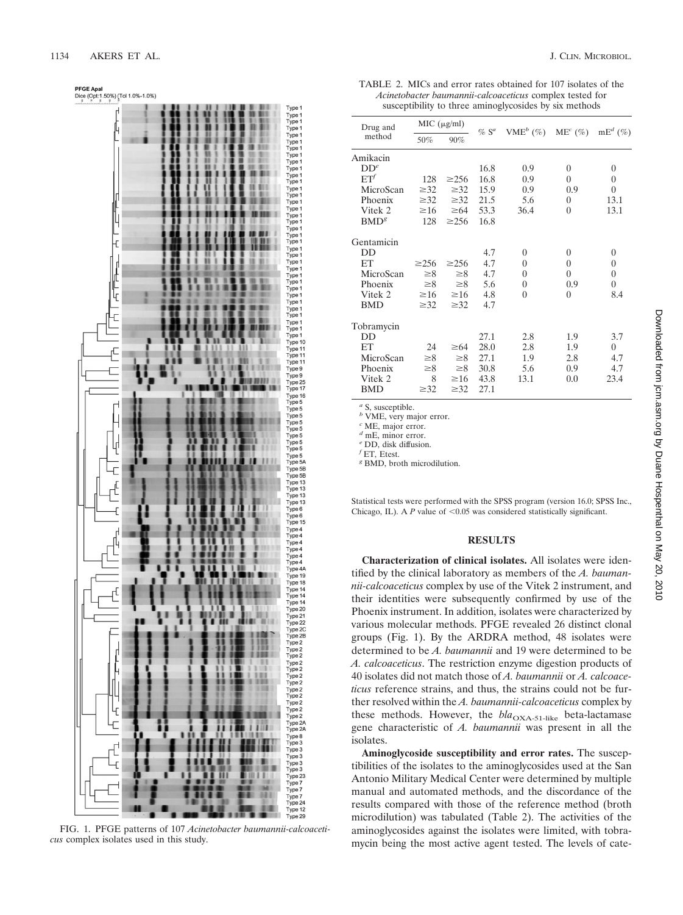FIG. 1. PFGE patterns of 107 *Acinetobacter baumannii-calcoaceticus* complex isolates used in this study.

TABLE 2. MICs and error rates obtained for 107 isolates of the *Acinetobacter baumannii-calcoaceticus* complex tested for susceptibility to three aminoglycosides by six methods

| Drug and method | MIC (μg/ml) | | % S[a] | VME[b] (%) | ME[c] (%) | mE[d] (%) |
|---|---|---|---|---|---|---|
| | 50% | 90% | | | | |
| Amikacin | | | | | | |
| DD[e] | | | 16.8 | 0.9 | 0 | 0 |
| ET[f] | 128 | ≥256 | 16.8 | 0.9 | 0 | 0 |
| MicroScan | ≥32 | ≥32 | 15.9 | 0.9 | 0.9 | 0 |
| Phoenix | ≥32 | ≥32 | 21.5 | 5.6 | 0 | 13.1 |
| Vitek 2 | ≥16 | ≥64 | 53.3 | 36.4 | 0 | 13.1 |
| BMD[g] | 128 | ≥256 | 16.8 | | | |
| Gentamicin | | | | | | |
| DD | | | 4.7 | 0 | 0 | 0 |
| ET | ≥256 | ≥256 | 4.7 | 0 | 0 | 0 |
| MicroScan | ≥8 | ≥8 | 4.7 | 0 | 0 | 0 |
| Phoenix | ≥8 | ≥8 | 5.6 | 0 | 0.9 | 0 |
| Vitek 2 | ≥16 | ≥16 | 4.8 | 0 | 0 | 8.4 |
| BMD | ≥32 | ≥32 | 4.7 | | | |
| Tobramycin | | | | | | |
| DD | | | 27.1 | 2.8 | 1.9 | 3.7 |
| ET | 24 | ≥64 | 28.0 | 2.8 | 1.9 | 0 |
| MicroScan | ≥8 | ≥8 | 27.1 | 1.9 | 2.8 | 4.7 |
| Phoenix | ≥8 | ≥8 | 30.8 | 5.6 | 0.9 | 4.7 |
| Vitek 2 | 8 | ≥16 | 43.8 | 13.1 | 0.0 | 23.4 |
| BMD | ≥32 | ≥32 | 27.1 | | | |

[a] S, susceptible.
[b] VME, very major error.
[c] ME, major error.
[d] mE, minor error.
[e] DD, disk diffusion.
[f] ET, Etest.
[g] BMD, broth microdilution.

Statistical tests were performed with the SPSS program (version 16.0; SPSS Inc., Chicago, IL). A $P$ value of $<0.05$ was considered statistically significant.

## RESULTS

**Characterization of clinical isolates.** All isolates were identified by the clinical laboratory as members of the *A. baumannii-calcoaceticus* complex by use of the Vitek 2 instrument, and their identities were subsequently confirmed by use of the Phoenix instrument. In addition, isolates were characterized by various molecular methods. PFGE revealed 26 distinct clonal groups (Fig. 1). By the ARDRA method, 48 isolates were determined to be *A. baumannii* and 19 were determined to be *A. calcoaceticus*. The restriction enzyme digestion products of 40 isolates did not match those of *A. baumannii* or *A. calcoaceticus* reference strains, and thus, the strains could not be further resolved within the *A. baumannii-calcoaceticus* complex by these methods. However, the $bla_{\text{OXA-51-like}}$ beta-lactamase gene characteristic of *A. baumannii* was present in all the isolates.

**Aminoglycoside susceptibility and error rates.** The susceptibilities of the isolates to the aminoglycosides used at the San Antonio Military Medical Center were determined by multiple manual and automated methods, and the discordance of the results compared with those of the reference method (broth microdilution) was tabulated (Table 2). The activities of the aminoglycosides against the isolates were limited, with tobramycin being the most active agent tested. The levels of cate-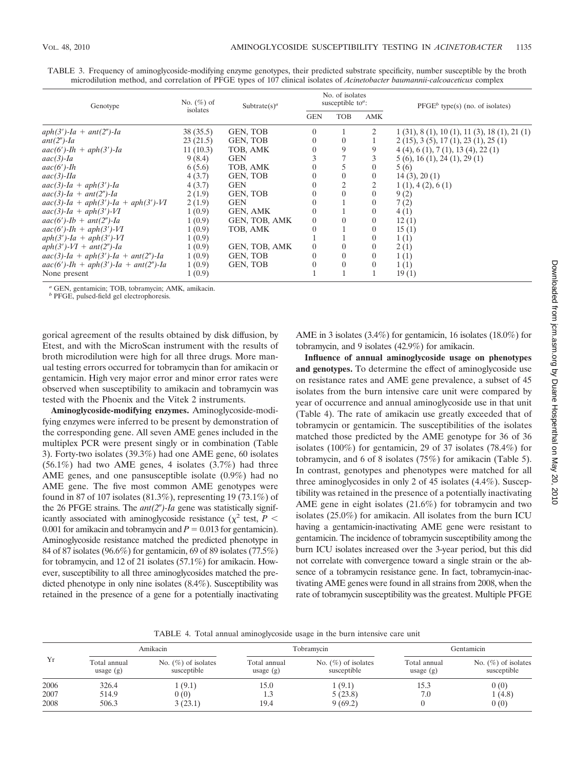TABLE 3. Frequency of aminoglycoside-modifying enzyme genotypes, their predicted substrate specificity, number susceptible by the broth microdilution method, and correlation of PFGE types of 107 clinical isolates of *Acinetobacter baumannii-calcoaceticus* complex

| Genotype | No. (%) of isolates | Subtrate(s)[a] | No. of isolates susceptible to[a]: | | | PFGE[b] type(s) (no. of isolates) |
|---|---|---|---|---|---|---|
| | | | GEN | TOB | AMK | |
| *aph(3′)-Ia + ant(2″)-Ia* | 38 (35.5) | GEN, TOB | 0 | 1 | 2 | 1 (31), 8 (1), 10 (1), 11 (3), 18 (1), 21 (1) |
| *ant(2″)-Ia* | 23 (21.5) | GEN, TOB | 0 | 0 | 1 | 2 (15), 3 (5), 17 (1), 23 (1), 25 (1) |
| *aac(6′)-Ih + aph(3′)-Ia* | 11 (10.3) | TOB, AMK | 0 | 9 | 9 | 4 (4), 6 (1), 7 (1), 13 (4), 22 (1) |
| *aac(3)-Ia* | 9 (8.4) | GEN | 3 | 7 | 3 | 5 (6), 16 (1), 24 (1), 29 (1) |
| *aac(6′)-Ih* | 6 (5.6) | TOB, AMK | 0 | 5 | 0 | 5 (6) |
| *aac(3)-IIa* | 4 (3.7) | GEN, TOB | 0 | 0 | 0 | 14 (3), 20 (1) |
| *aac(3)-Ia + aph(3′)-Ia* | 4 (3.7) | GEN | 0 | 2 | 2 | 1 (1), 4 (2), 6 (1) |
| *aac(3)-Ia + ant(2″)-Ia* | 2 (1.9) | GEN, TOB | 0 | 0 | 0 | 9 (2) |
| *aac(3)-Ia + aph(3′)-Ia + aph(3′)-VI* | 2 (1.9) | GEN | 0 | 1 | 0 | 7 (2) |
| *aac(3)-Ia + aph(3′)-VI* | 1 (0.9) | GEN, AMK | 0 | 1 | 0 | 4 (1) |
| *aac(6′)-Ib + ant(2″)-Ia* | 1 (0.9) | GEN, TOB, AMK | 0 | 0 | 0 | 12 (1) |
| *aac(6′)-Ih + aph(3′)-VI* | 1 (0.9) | TOB, AMK | 0 | 1 | 0 | 15 (1) |
| *aph(3′)-Ia + aph(3′)-VI* | 1 (0.9) | | 1 | 1 | 0 | 1 (1) |
| *aph(3′)-VI + ant(2″)-Ia* | 1 (0.9) | GEN, TOB, AMK | 0 | 0 | 0 | 2 (1) |
| *aac(3)-Ia + aph(3′)-Ia + ant(2″)-Ia* | 1 (0.9) | GEN, TOB | 0 | 0 | 0 | 1 (1) |
| *aac(6′)-Ih + aph(3′)-Ia + ant(2″)-Ia* | 1 (0.9) | GEN, TOB | 0 | 0 | 0 | 1 (1) |
| None present | 1 (0.9) | | 1 | 1 | 1 | 19 (1) |

[a] GEN, gentamicin; TOB, tobramycin; AMK, amikacin.
[b] PFGE, pulsed-field gel electrophoresis.

gorical agreement of the results obtained by disk diffusion, by Etest, and with the MicroScan instrument with the results of broth microdilution were high for all three drugs. More manual testing errors occurred for tobramycin than for amikacin or gentamicin. High very major error and minor error rates were observed when susceptibility to amikacin and tobramycin was tested with the Phoenix and the Vitek 2 instruments.

**Aminoglycoside-modifying enzymes.** Aminoglycoside-modifying enzymes were inferred to be present by demonstration of the corresponding gene. All seven AME genes included in the multiplex PCR were present singly or in combination (Table 3). Forty-two isolates (39.3%) had one AME gene, 60 isolates (56.1%) had two AME genes, 4 isolates (3.7%) had three AME genes, and one pansusceptible isolate (0.9%) had no AME gene. The five most common AME genotypes were found in 87 of 107 isolates (81.3%), representing 19 (73.1%) of the 26 PFGE strains. The *ant(2″)-Ia* gene was statistically significantly associated with aminoglycoside resistance ($\chi^2$ test, $P < 0.001$ for amikacin and tobramycin and $P = 0.013$ for gentamicin). Aminoglycoside resistance matched the predicted phenotype in 84 of 87 isolates (96.6%) for gentamicin, 69 of 89 isolates (77.5%) for tobramycin, and 12 of 21 isolates (57.1%) for amikacin. However, susceptibility to all three aminoglycosides matched the predicted phenotype in only nine isolates (8.4%). Susceptibility was retained in the presence of a gene for a potentially inactivating AME in 3 isolates (3.4%) for gentamicin, 16 isolates (18.0%) for tobramycin, and 9 isolates (42.9%) for amikacin.

**Influence of annual aminoglycoside usage on phenotypes and genotypes.** To determine the effect of aminoglycoside use on resistance rates and AME gene prevalence, a subset of 45 isolates from the burn intensive care unit were compared by year of occurrence and annual aminoglycoside use in that unit (Table 4). The rate of amikacin use greatly exceeded that of tobramycin or gentamicin. The susceptibilities of the isolates matched those predicted by the AME genotype for 36 of 36 isolates (100%) for gentamicin, 29 of 37 isolates (78.4%) for tobramycin, and 6 of 8 isolates (75%) for amikacin (Table 5). In contrast, genotypes and phenotypes were matched for all three aminoglycosides in only 2 of 45 isolates (4.4%). Susceptibility was retained in the presence of a potentially inactivating AME gene in eight isolates (21.6%) for tobramycin and two isolates (25.0%) for amikacin. All isolates from the burn ICU having a gentamicin-inactivating AME gene were resistant to gentamicin. The incidence of tobramycin susceptibility among the burn ICU isolates increased over the 3-year period, but this did not correlate with convergence toward a single strain or the absence of a tobramycin resistance gene. In fact, tobramycin-inactivating AME genes were found in all strains from 2008, when the rate of tobramycin susceptibility was the greatest. Multiple PFGE

TABLE 4. Total annual aminoglycoside usage in the burn intensive care unit

| Yr | Amikacin | | Tobramycin | | Gentamicin | |
|---|---|---|---|---|---|---|
| | Total annual usage (g) | No. (%) of isolates susceptible | Total annual usage (g) | No. (%) of isolates susceptible | Total annual usage (g) | No. (%) of isolates susceptible |
| 2006 | 326.4 | 1 (9.1) | 15.0 | 1 (9.1) | 15.3 | 0 (0) |
| 2007 | 514.9 | 0 (0) | 1.3 | 5 (23.8) | 7.0 | 1 (4.8) |
| 2008 | 506.3 | 3 (23.1) | 19.4 | 9 (69.2) | 0 | 0 (0) |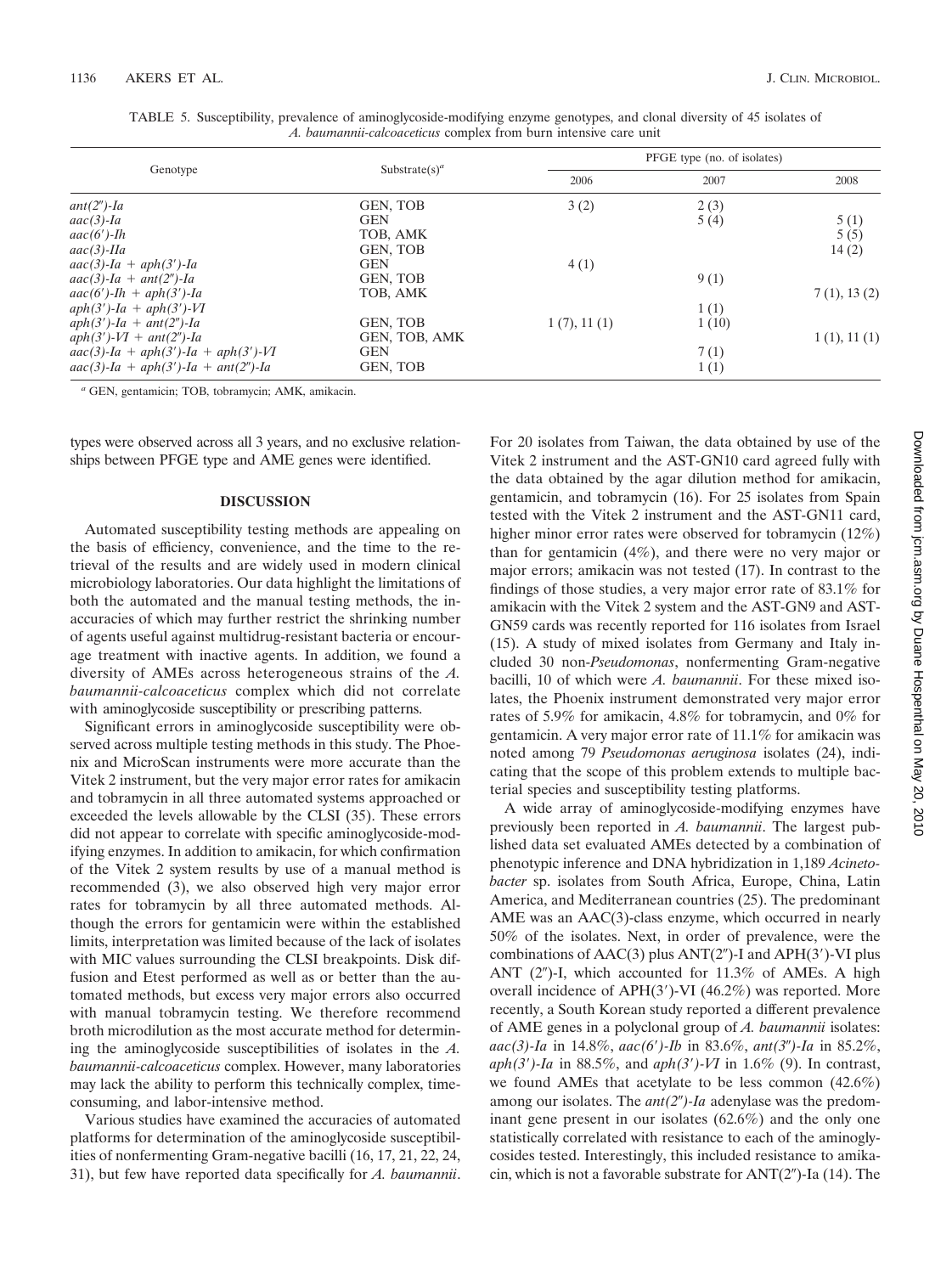TABLE 5. Susceptibility, prevalence of aminoglycoside-modifying enzyme genotypes, and clonal diversity of 45 isolates of *A. baumannii-calcoaceticus* complex from burn intensive care unit

| Genotype | Substrate(s)[a] | PFGE type (no. of isolates) | | |
|---|---|---|---|---|
| | | 2006 | 2007 | 2008 |
| *ant(2″)-Ia* | GEN, TOB | 3 (2) | 2 (3) | |
| *aac(3)-Ia* | GEN | | 5 (4) | 5 (1) |
| *aac(6′)-Ih* | TOB, AMK | | | 5 (5) |
| *aac(3)-IIa* | GEN, TOB | | | 14 (2) |
| *aac(3)-Ia + aph(3′)-Ia* | GEN | 4 (1) | | |
| *aac(3)-Ia + ant(2″)-Ia* | GEN, TOB | | 9 (1) | |
| *aac(6′)-Ih + aph(3′)-Ia* | TOB, AMK | | | 7 (1), 13 (2) |
| *aph(3′)-Ia + aph(3′)-VI* | | | 1 (1) | |
| *aph(3′)-Ia + ant(2″)-Ia* | GEN, TOB | 1 (7), 11 (1) | 1 (10) | |
| *aph(3′)-VI + ant(2″)-Ia* | GEN, TOB, AMK | | | 1 (1), 11 (1) |
| *aac(3)-Ia + aph(3′)-Ia + aph(3′)-VI* | GEN | | 7 (1) | |
| *aac(3)-Ia + aph(3′)-Ia + ant(2″)-Ia* | GEN, TOB | | 1 (1) | |

[a] GEN, gentamicin; TOB, tobramycin; AMK, amikacin.

types were observed across all 3 years, and no exclusive relationships between PFGE type and AME genes were identified.

## DISCUSSION

Automated susceptibility testing methods are appealing on the basis of efficiency, convenience, and the time to the retrieval of the results and are widely used in modern clinical microbiology laboratories. Our data highlight the limitations of both the automated and the manual testing methods, the inaccuracies of which may further restrict the shrinking number of agents useful against multidrug-resistant bacteria or encourage treatment with inactive agents. In addition, we found a diversity of AMEs across heterogeneous strains of the *A. baumannii-calcoaceticus* complex which did not correlate with aminoglycoside susceptibility or prescribing patterns.

Significant errors in aminoglycoside susceptibility were observed across multiple testing methods in this study. The Phoenix and MicroScan instruments were more accurate than the Vitek 2 instrument, but the very major error rates for amikacin and tobramycin in all three automated systems approached or exceeded the levels allowable by the CLSI (35). These errors did not appear to correlate with specific aminoglycoside-modifying enzymes. In addition to amikacin, for which confirmation of the Vitek 2 system results by use of a manual method is recommended (3), we also observed high very major error rates for tobramycin by all three automated methods. Although the errors for gentamicin were within the established limits, interpretation was limited because of the lack of isolates with MIC values surrounding the CLSI breakpoints. Disk diffusion and Etest performed as well as or better than the automated methods, but excess very major errors also occurred with manual tobramycin testing. We therefore recommend broth microdilution as the most accurate method for determining the aminoglycoside susceptibilities of isolates in the *A. baumannii-calcoaceticus* complex. However, many laboratories may lack the ability to perform this technically complex, time-consuming, and labor-intensive method.

Various studies have examined the accuracies of automated platforms for determination of the aminoglycoside susceptibilities of nonfermenting Gram-negative bacilli (16, 17, 21, 22, 24, 31), but few have reported data specifically for *A. baumannii*. For 20 isolates from Taiwan, the data obtained by use of the Vitek 2 instrument and the AST-GN10 card agreed fully with the data obtained by the agar dilution method for amikacin, gentamicin, and tobramycin (16). For 25 isolates from Spain tested with the Vitek 2 instrument and the AST-GN11 card, higher minor error rates were observed for tobramycin (12%) than for gentamicin (4%), and there were no very major or major errors; amikacin was not tested (17). In contrast to the findings of those studies, a very major error rate of 83.1% for amikacin with the Vitek 2 system and the AST-GN9 and AST-GN59 cards was recently reported for 116 isolates from Israel (15). A study of mixed isolates from Germany and Italy included 30 non-*Pseudomonas*, nonfermenting Gram-negative bacilli, 10 of which were *A. baumannii*. For these mixed isolates, the Phoenix instrument demonstrated very major error rates of 5.9% for amikacin, 4.8% for tobramycin, and 0% for gentamicin. A very major error rate of 11.1% for amikacin was noted among 79 *Pseudomonas aeruginosa* isolates (24), indicating that the scope of this problem extends to multiple bacterial species and susceptibility testing platforms.

A wide array of aminoglycoside-modifying enzymes have previously been reported in *A. baumannii*. The largest published data set evaluated AMEs detected by a combination of phenotypic inference and DNA hybridization in 1,189 *Acinetobacter* sp. isolates from South Africa, Europe, China, Latin America, and Mediterranean countries (25). The predominant AME was an AAC(3)-class enzyme, which occurred in nearly 50% of the isolates. Next, in order of prevalence, were the combinations of AAC(3) plus ANT(2″)-I and APH(3′)-VI plus ANT (2″)-I, which accounted for 11.3% of AMEs. A high overall incidence of APH(3′)-VI (46.2%) was reported. More recently, a South Korean study reported a different prevalence of AME genes in a polyclonal group of *A. baumannii* isolates: *aac(3)-Ia* in 14.8%, *aac(6′)-Ib* in 83.6%, *ant(3″)-Ia* in 85.2%, *aph(3′)-Ia* in 88.5%, and *aph(3′)-VI* in 1.6% (9). In contrast, we found AMEs that acetylate to be less common (42.6%) among our isolates. The *ant(2″)-Ia* adenylase was the predominant gene present in our isolates (62.6%) and the only one statistically correlated with resistance to each of the aminoglycosides tested. Interestingly, this included resistance to amikacin, which is not a favorable substrate for ANT(2″)-Ia (14). The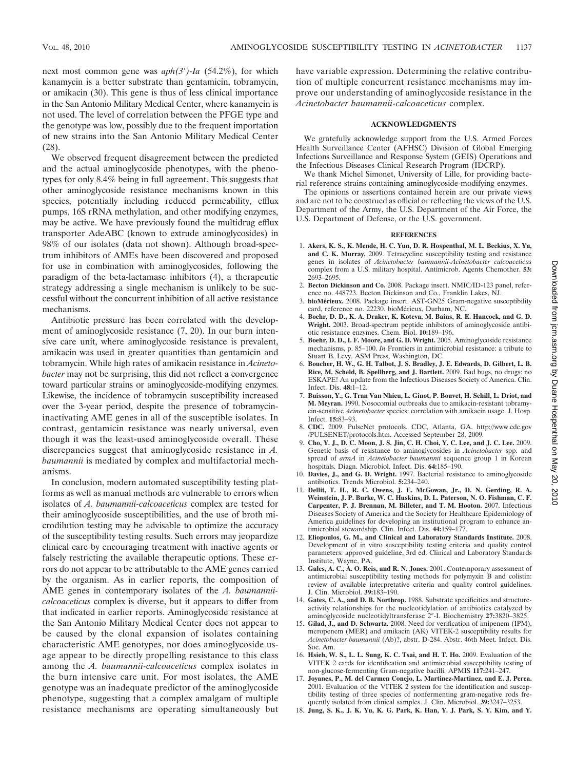next most common gene was *aph(3′)-Ia* (54.2%), for which kanamycin is a better substrate than gentamicin, tobramycin, or amikacin (30). This gene is thus of less clinical importance in the San Antonio Military Medical Center, where kanamycin is not used. The level of correlation between the PFGE type and the genotype was low, possibly due to the frequent importation of new strains into the San Antonio Military Medical Center (28).

We observed frequent disagreement between the predicted and the actual aminoglycoside phenotypes, with the phenotypes for only 8.4% being in full agreement. This suggests that other aminoglycoside resistance mechanisms known in this species, potentially including reduced permeability, efflux pumps, 16S rRNA methylation, and other modifying enzymes, may be active. We have previously found the multidrug efflux transporter AdeABC (known to extrude aminoglycosides) in 98% of our isolates (data not shown). Although broad-spectrum inhibitors of AMEs have been discovered and proposed for use in combination with aminoglycosides, following the paradigm of the beta-lactamase inhibitors (4), a therapeutic strategy addressing a single mechanism is unlikely to be successful without the concurrent inhibition of all active resistance mechanisms.

Antibiotic pressure has been correlated with the development of aminoglycoside resistance (7, 20). In our burn intensive care unit, where aminoglycoside resistance is prevalent, amikacin was used in greater quantities than gentamicin and tobramycin. While high rates of amikacin resistance in *Acinetobacter* may not be surprising, this did not reflect a convergence toward particular strains or aminoglycoside-modifying enzymes. Likewise, the incidence of tobramycin susceptibility increased over the 3-year period, despite the presence of tobramycin-inactivating AME genes in all of the susceptible isolates. In contrast, gentamicin resistance was nearly universal, even though it was the least-used aminoglycoside overall. These discrepancies suggest that aminoglycoside resistance in *A. baumannii* is mediated by complex and multifactorial mechanisms.

In conclusion, modern automated susceptibility testing platforms as well as manual methods are vulnerable to errors when isolates of *A. baumannii-calcoaceticus* complex are tested for their aminoglycoside susceptibilities, and the use of broth microdilution testing may be advisable to optimize the accuracy of the susceptibility testing results. Such errors may jeopardize clinical care by encouraging treatment with inactive agents or falsely restricting the available therapeutic options. These errors do not appear to be attributable to the AME genes carried by the organism. As in earlier reports, the composition of AME genes in contemporary isolates of the *A. baumannii-calcoaceticus* complex is diverse, but it appears to differ from that indicated in earlier reports. Aminoglycoside resistance at the San Antonio Military Medical Center does not appear to be caused by the clonal expansion of isolates containing characteristic AME genotypes, nor does aminoglycoside usage appear to be directly propelling resistance to this class among the *A. baumannii-calcoaceticus* complex isolates in the burn intensive care unit. For most isolates, the AME genotype was an inadequate predictor of the aminoglycoside phenotype, suggesting that a complex amalgam of multiple resistance mechanisms are operating simultaneously but have variable expression. Determining the relative contribution of multiple concurrent resistance mechanisms may improve our understanding of aminoglycoside resistance in the *Acinetobacter baumannii-calcoaceticus* complex.

## ACKNOWLEDGMENTS

We gratefully acknowledge support from the U.S. Armed Forces Health Surveillance Center (AFHSC) Division of Global Emerging Infections Surveillance and Response System (GEIS) Operations and the Infectious Diseases Clinical Research Program (IDCRP).

We thank Michel Simonet, University of Lille, for providing bacterial reference strains containing aminoglycoside-modifying enzymes.

The opinions or assertions contained herein are our private views and are not to be construed as official or reflecting the views of the U.S. Department of the Army, the U.S. Department of the Air Force, the U.S. Department of Defense, or the U.S. government.

## REFERENCES

1. **Akers, K. S., K. Mende, H. C. Yun, D. R. Hospenthal, M. L. Beckius, X. Yu, and C. K. Murray.** 2009. Tetracycline susceptibility testing and resistance genes in isolates of *Acinetobacter baumannii-Acinetobacter calcoaceticus* complex from a U.S. military hospital. Antimicrob. Agents Chemother. **53:** 2693–2695.
2. **Becton Dickinson and Co.** 2008. Package insert. NMIC/ID-123 panel, reference no. 448723. Becton Dickinson and Co., Franklin Lakes, NJ.
3. **bioMérieux.** 2008. Package insert. AST-GN25 Gram-negative susceptibility card, reference no. 22230. bioMérieux, Durham, NC.
4. **Boehr, D. D., K. A. Draker, K. Koteva, M. Bains, R. E. Hancock, and G. D. Wright.** 2003. Broad-spectrum peptide inhibitors of aminoglycoside antibiotic resistance enzymes. Chem. Biol. **10:**189–196.
5. **Boehr, D. D., I. F. Moore, and G. D. Wright.** 2005. Aminoglycoside resistance mechanisms, p. 85–100. *In* Frontiers in antimicrobial resistance: a tribute to Stuart B. Levy. ASM Press, Washington, DC.
6. **Boucher, H. W., G. H. Talbot, J. S. Bradley, J. E. Edwards, D. Gilbert, L. B. Rice, M. Scheld, B. Spellberg, and J. Bartlett.** 2009. Bad bugs, no drugs: no ESKAPE! An update from the Infectious Diseases Society of America. Clin. Infect. Dis. **48:**1–12.
7. **Buisson, Y., G. Tran Van Nhieu, L. Ginot, P. Bouvet, H. Schill, L. Driot, and M. Meyran.** 1990. Nosocomial outbreaks due to amikacin-resistant tobramycin-sensitive *Acinetobacter* species: correlation with amikacin usage. J. Hosp. Infect. **15:**83–93.
8. **CDC.** 2009. PulseNet protocols. CDC, Atlanta, GA. http://www.cdc.gov/PULSENET/protocols.htm. Accessed September 28, 2009.
9. **Cho, Y. J., D. C. Moon, J. S. Jin, C. H. Choi, Y. C. Lee, and J. C. Lee.** 2009. Genetic basis of resistance to aminoglycosides in *Acinetobacter* spp. and spread of *armA* in *Acinetobacter baumannii* sequence group 1 in Korean hospitals. Diagn. Microbiol. Infect. Dis. **64:**185–190.
10. **Davies, J., and G. D. Wright.** 1997. Bacterial resistance to aminoglycoside antibiotics. Trends Microbiol. **5:**234–240.
11. **Dellit, T. H., R. C. Owens, J. E. McGowan, Jr., D. N. Gerding, R. A. Weinstein, J. P. Burke, W. C. Huskins, D. L. Paterson, N. O. Fishman, C. F. Carpenter, P. J. Brennan, M. Billeter, and T. M. Hooton.** 2007. Infectious Diseases Society of America and the Society for Healthcare Epidemiology of America guidelines for developing an institutional program to enhance antimicrobial stewardship. Clin. Infect. Dis. **44:**159–177.
12. **Eliopoulos, G. M., and Clinical and Laboratory Standards Institute.** 2008. Development of in vitro susceptibility testing criteria and quality control parameters: approved guideline, 3rd ed. Clinical and Laboratory Standards Institute, Wayne, PA.
13. **Gales, A. C., A. O. Reis, and R. N. Jones.** 2001. Contemporary assessment of antimicrobial susceptibility testing methods for polymyxin B and colistin: review of available interpretative criteria and quality control guidelines. J. Clin. Microbiol. **39:**183–190.
14. **Gates, C. A., and D. B. Northrop.** 1988. Substrate specificities and structure-activity relationships for the nucleotidylation of antibiotics catalyzed by aminoglycoside nucleotidyltransferase 2″-I. Biochemistry **27:**3820–3825.
15. **Gilad, J., and D. Schwartz.** 2008. Need for verification of imipenem (IPM), meropenem (MER) and amikacin (AK) VITEK-2 susceptibility results for *Acinetobacter baumannii* (Ab)?, abstr. D-284. Abstr. 46th Meet. Infect. Dis. Soc. Am.
16. **Hsieh, W. S., L. L. Sung, K. C. Tsai, and H. T. Ho.** 2009. Evaluation of the VITEK 2 cards for identification and antimicrobial susceptibility testing of non-glucose-fermenting Gram-negative bacilli. APMIS **117:**241–247.
17. **Joyanes, P., M. del Carmen Conejo, L. Martinez-Martinez, and E. J. Perea.** 2001. Evaluation of the VITEK 2 system for the identification and susceptibility testing of three species of nonfermenting gram-negative rods frequently isolated from clinical samples. J. Clin. Microbiol. **39:**3247–3253.
18. **Jung, S. K., J. K. Yu, K. G. Park, K. Han, Y. J. Park, S. Y. Kim, and Y.**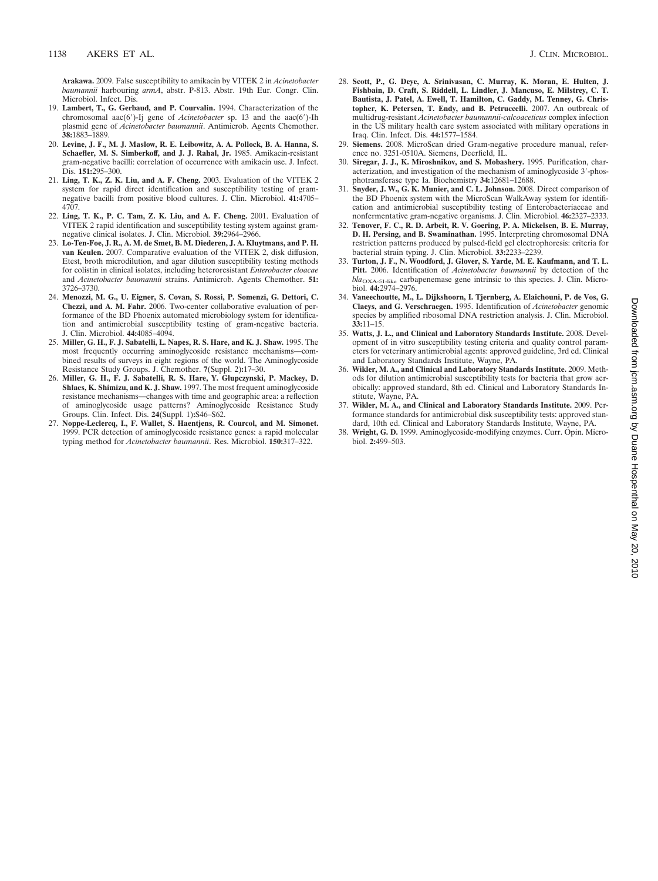**Arakawa.** 2009. False susceptibility to amikacin by VITEK 2 in *Acinetobacter baumannii* harbouring *armA*, abstr. P-813. Abstr. 19th Eur. Congr. Clin. Microbiol. Infect. Dis.

19. **Lambert, T., G. Gerbaud, and P. Courvalin.** 1994. Characterization of the chromosomal aac(6′)-Ij gene of *Acinetobacter* sp. 13 and the aac(6′)-Ih plasmid gene of *Acinetobacter baumannii*. Antimicrob. Agents Chemother. **38:**1883–1889.
20. **Levine, J. F., M. J. Maslow, R. E. Leibowitz, A. A. Pollock, B. A. Hanna, S. Schaefler, M. S. Simberkoff, and J. J. Rahal, Jr.** 1985. Amikacin-resistant gram-negative bacilli: correlation of occurrence with amikacin use. J. Infect. Dis. **151:**295–300.
21. **Ling, T. K., Z. K. Liu, and A. F. Cheng.** 2003. Evaluation of the VITEK 2 system for rapid direct identification and susceptibility testing of gram-negative bacilli from positive blood cultures. J. Clin. Microbiol. **41:**4705–4707.
22. **Ling, T. K., P. C. Tam, Z. K. Liu, and A. F. Cheng.** 2001. Evaluation of VITEK 2 rapid identification and susceptibility testing system against gram-negative clinical isolates. J. Clin. Microbiol. **39:**2964–2966.
23. **Lo-Ten-Foe, J. R., A. M. de Smet, B. M. Diederen, J. A. Kluytmans, and P. H. van Keulen.** 2007. Comparative evaluation of the VITEK 2, disk diffusion, Etest, broth microdilution, and agar dilution susceptibility testing methods for colistin in clinical isolates, including heteroresistant *Enterobacter cloacae* and *Acinetobacter baumannii* strains. Antimicrob. Agents Chemother. **51:** 3726–3730.
24. **Menozzi, M. G., U. Eigner, S. Covan, S. Rossi, P. Somenzi, G. Dettori, C. Chezzi, and A. M. Fahr.** 2006. Two-center collaborative evaluation of performance of the BD Phoenix automated microbiology system for identification and antimicrobial susceptibility testing of gram-negative bacteria. J. Clin. Microbiol. **44:**4085–4094.
25. **Miller, G. H., F. J. Sabatelli, L. Napes, R. S. Hare, and K. J. Shaw.** 1995. The most frequently occurring aminoglycoside resistance mechanisms—combined results of surveys in eight regions of the world. The Aminoglycoside Resistance Study Groups. J. Chemother. **7**(Suppl. 2)**:**17–30.
26. **Miller, G. H., F. J. Sabatelli, R. S. Hare, Y. Glupczynski, P. Mackey, D. Shlaes, K. Shimizu, and K. J. Shaw.** 1997. The most frequent aminoglycoside resistance mechanisms—changes with time and geographic area: a reflection of aminoglycoside usage patterns? Aminoglycoside Resistance Study Groups. Clin. Infect. Dis. **24**(Suppl. 1)**:**S46–S62.
27. **Noppe-Leclercq, I., F. Wallet, S. Haentjens, R. Courcol, and M. Simonet.** 1999. PCR detection of aminoglycoside resistance genes: a rapid molecular typing method for *Acinetobacter baumannii*. Res. Microbiol. **150:**317–322.
28. **Scott, P., G. Deye, A. Srinivasan, C. Murray, K. Moran, E. Hulten, J. Fishbain, D. Craft, S. Riddell, L. Lindler, J. Mancuso, E. Milstrey, C. T. Bautista, J. Patel, A. Ewell, T. Hamilton, C. Gaddy, M. Tenney, G. Christopher, K. Petersen, T. Endy, and B. Petruccelli.** 2007. An outbreak of multidrug-resistant *Acinetobacter baumannii-calcoaceticus* complex infection in the US military health care system associated with military operations in Iraq. Clin. Infect. Dis. **44:**1577–1584.
29. **Siemens.** 2008. MicroScan dried Gram-negative procedure manual, reference no. 3251-0510A. Siemens, Deerfield, IL.
30. **Siregar, J. J., K. Miroshnikov, and S. Mobashery.** 1995. Purification, characterization, and investigation of the mechanism of aminoglycoside 3′-phosphotransferase type Ia. Biochemistry **34:**12681–12688.
31. **Snyder, J. W., G. K. Munier, and C. L. Johnson.** 2008. Direct comparison of the BD Phoenix system with the MicroScan WalkAway system for identification and antimicrobial susceptibility testing of Enterobacteriaceae and nonfermentative gram-negative organisms. J. Clin. Microbiol. **46:**2327–2333.
32. **Tenover, F. C., R. D. Arbeit, R. V. Goering, P. A. Mickelsen, B. E. Murray, D. H. Persing, and B. Swaminathan.** 1995. Interpreting chromosomal DNA restriction patterns produced by pulsed-field gel electrophoresis: criteria for bacterial strain typing. J. Clin. Microbiol. **33:**2233–2239.
33. **Turton, J. F., N. Woodford, J. Glover, S. Yarde, M. E. Kaufmann, and T. L. Pitt.** 2006. Identification of *Acinetobacter baumannii* by detection of the $bla_{OXA-51\text{-like}}$ carbapenemase gene intrinsic to this species. J. Clin. Microbiol. **44:**2974–2976.
34. **Vaneechoutte, M., L. Dijkshoorn, I. Tjernberg, A. Elaichouni, P. de Vos, G. Claeys, and G. Verschraegen.** 1995. Identification of *Acinetobacter* genomic species by amplified ribosomal DNA restriction analysis. J. Clin. Microbiol. **33:**11–15.
35. **Watts, J. L., and Clinical and Laboratory Standards Institute.** 2008. Development of in vitro susceptibility testing criteria and quality control parameters for veterinary antimicrobial agents: approved guideline, 3rd ed. Clinical and Laboratory Standards Institute, Wayne, PA.
36. **Wikler, M. A., and Clinical and Laboratory Standards Institute.** 2009. Methods for dilution antimicrobial susceptibility tests for bacteria that grow aerobically: approved standard, 8th ed. Clinical and Laboratory Standards Institute, Wayne, PA.
37. **Wikler, M. A., and Clinical and Laboratory Standards Institute.** 2009. Performance standards for antimicrobial disk susceptibility tests: approved standard, 10th ed. Clinical and Laboratory Standards Institute, Wayne, PA.
38. **Wright, G. D.** 1999. Aminoglycoside-modifying enzymes. Curr. Opin. Microbiol. **2:**499–503.